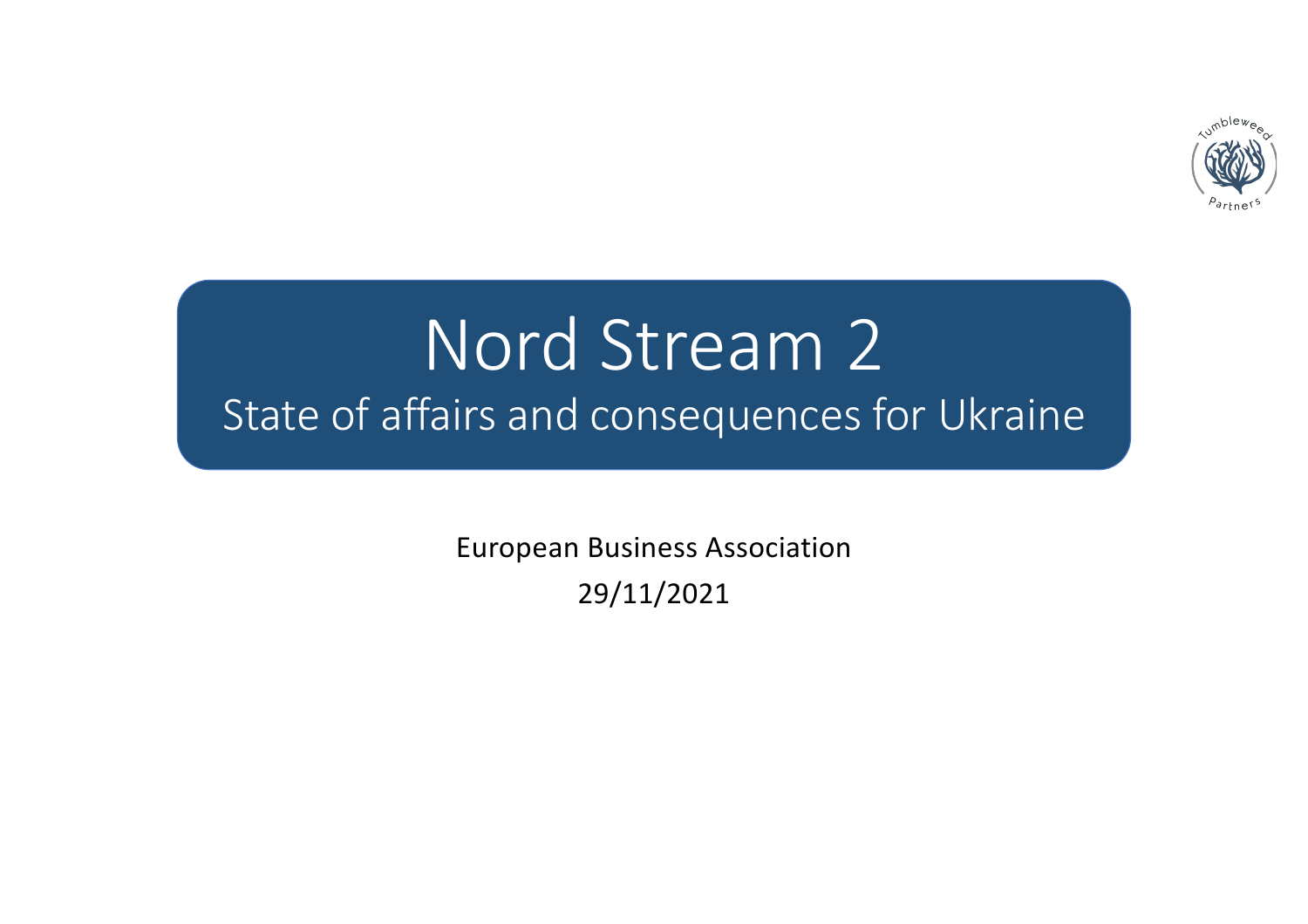# Nord Stream 2

## State of affairs and consequences for Ukraine

European Business Association

29/11/2021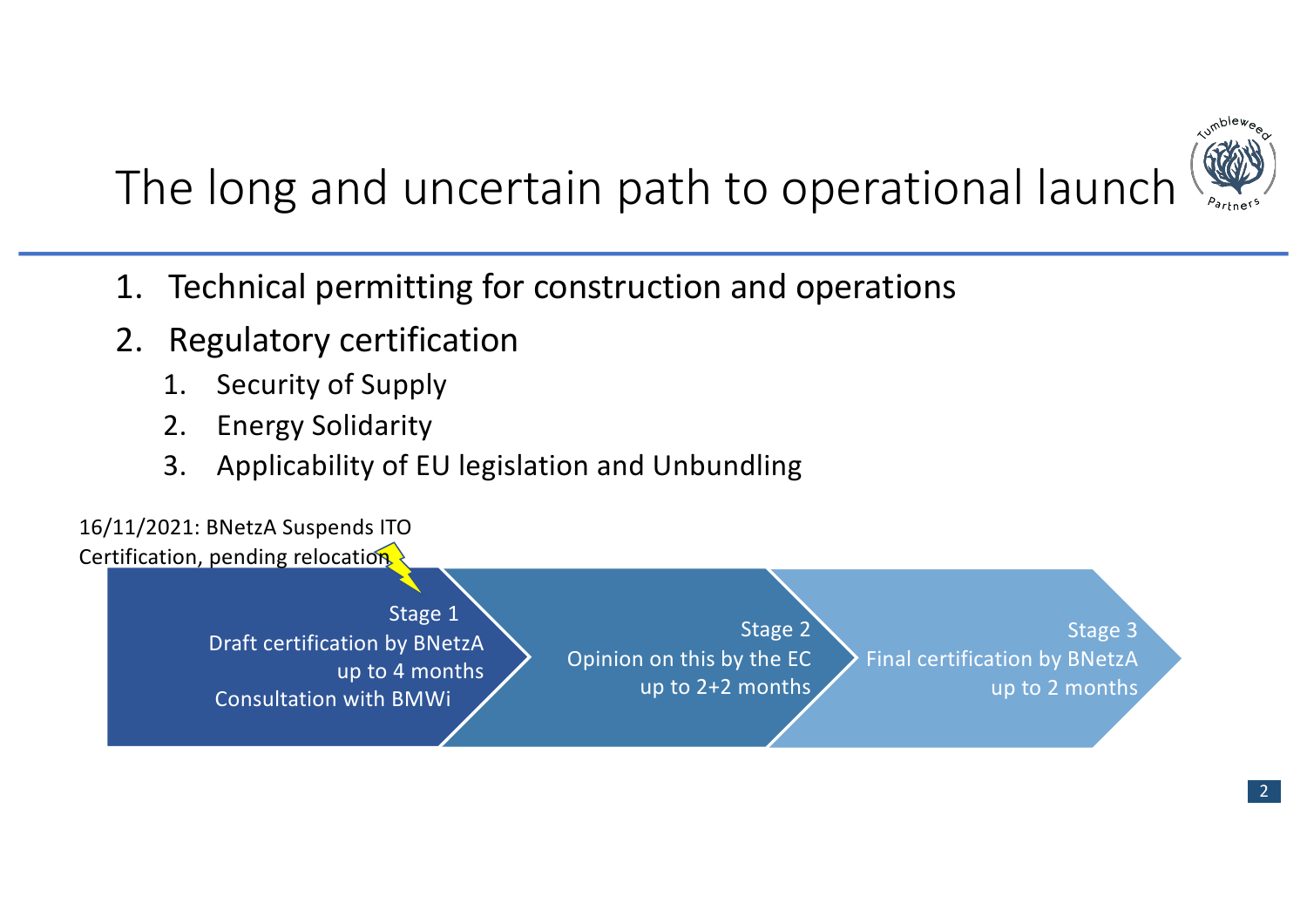# The long and uncertain path to operational launch

1. Technical permitting for construction and operations
2. Regulatory certification
   1. Security of Supply
   2. Energy Solidarity
   3. Applicability of EU legislation and Unbundling

16/11/2021: BNetzA Suspends ITO Certification, pending relocation

Stage 1
Draft certification by BNetzA
up to 4 months
Consultation with BMWi

Stage 2
Opinion on this by the EC
up to 2+2 months

Stage 3
Final certification by BNetzA
up to 2 months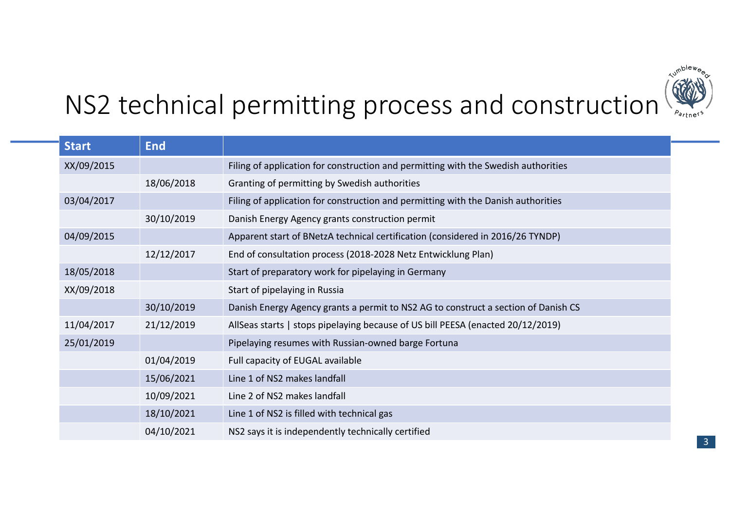# NS2 technical permitting process and construction

| Start | End | |
|---|---|---|
| XX/09/2015 | | Filing of application for construction and permitting with the Swedish authorities |
| | 18/06/2018 | Granting of permitting by Swedish authorities |
| 03/04/2017 | | Filing of application for construction and permitting with the Danish authorities |
| | 30/10/2019 | Danish Energy Agency grants construction permit |
| 04/09/2015 | | Apparent start of BNetzA technical certification (considered in 2016/26 TYNDP) |
| | 12/12/2017 | End of consultation process (2018-2028 Netz Entwicklung Plan) |
| 18/05/2018 | | Start of preparatory work for pipelaying in Germany |
| XX/09/2018 | | Start of pipelaying in Russia |
| | 30/10/2019 | Danish Energy Agency grants a permit to NS2 AG to construct a section of Danish CS |
| 11/04/2017 | 21/12/2019 | AllSeas starts \| stops pipelaying because of US bill PEESA (enacted 20/12/2019) |
| 25/01/2019 | | Pipelaying resumes with Russian-owned barge Fortuna |
| | 01/04/2019 | Full capacity of EUGAL available |
| | 15/06/2021 | Line 1 of NS2 makes landfall |
| | 10/09/2021 | Line 2 of NS2 makes landfall |
| | 18/10/2021 | Line 1 of NS2 is filled with technical gas |
| | 04/10/2021 | NS2 says it is independently technically certified |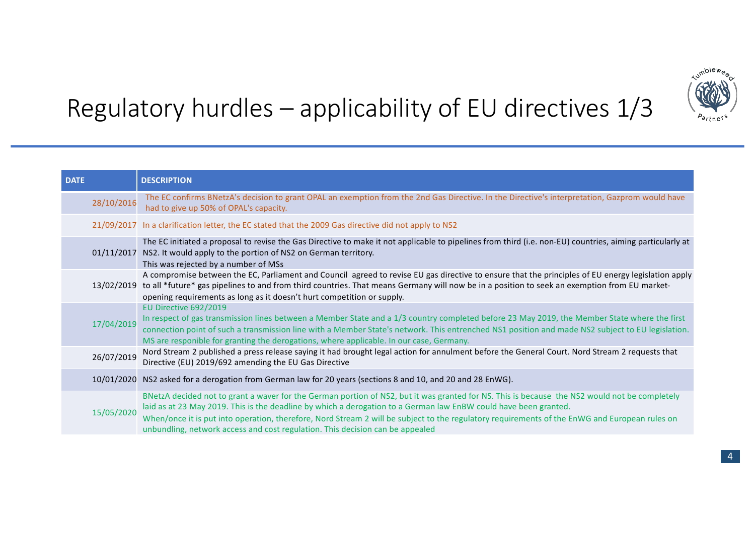# Regulatory hurdles – applicability of EU directives 1/3

| DATE | DESCRIPTION |
|---|---|
| 28/10/2016 | The EC confirms BNetzA's decision to grant OPAL an exemption from the 2nd Gas Directive. In the Directive's interpretation, Gazprom would have had to give up 50% of OPAL's capacity. |
| 21/09/2017 | In a clarification letter, the EC stated that the 2009 Gas directive did not apply to NS2 |
| 01/11/2017 | The EC initiated a proposal to revise the Gas Directive to make it not applicable to pipelines from third (i.e. non-EU) countries, aiming particularly at NS2. It would apply to the portion of NS2 on German territory.<br>This was rejected by a number of MSs |
| 13/02/2019 | A compromise between the EC, Parliament and Council agreed to revise EU gas directive to ensure that the principles of EU energy legislation apply to all *future* gas pipelines to and from third countries. That means Germany will now be in a position to seek an exemption from EU market-opening requirements as long as it doesn't hurt competition or supply. |
| 17/04/2019 | EU Directive 692/2019<br>In respect of gas transmission lines between a Member State and a 1/3 country completed before 23 May 2019, the Member State where the first connection point of such a transmission line with a Member State's network. This entrenched NS1 position and made NS2 subject to EU legislation. MS are responible for granting the derogations, where applicable. In our case, Germany. |
| 26/07/2019 | Nord Stream 2 published a press release saying it had brought legal action for annulment before the General Court. Nord Stream 2 requests that Directive (EU) 2019/692 amending the EU Gas Directive |
| 10/01/2020 | NS2 asked for a derogation from German law for 20 years (sections 8 and 10, and 20 and 28 EnWG). |
| 15/05/2020 | BNetzA decided not to grant a waver for the German portion of NS2, but it was granted for NS. This is because the NS2 would not be completely laid as at 23 May 2019. This is the deadline by which a derogation to a German law EnBW could have been granted.<br>When/once it is put into operation, therefore, Nord Stream 2 will be subject to the regulatory requirements of the EnWG and European rules on unbundling, network access and cost regulation. This decision can be appealed |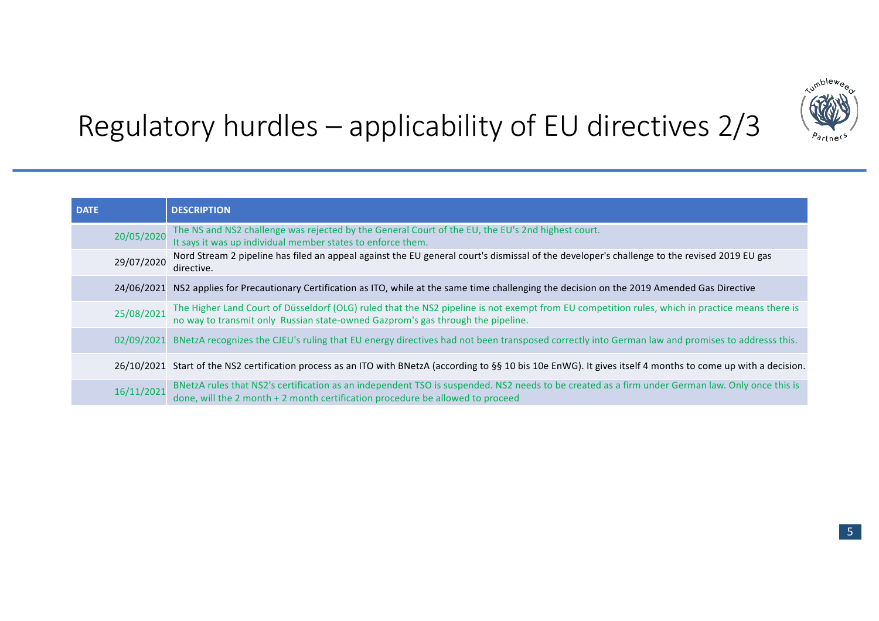# Regulatory hurdles – applicability of EU directives 2/3

| DATE | DESCRIPTION |
| --- | --- |
| 20/05/2020 | The NS and NS2 challenge was rejected by the General Court of the EU, the EU's 2nd highest court. It says it was up individual member states to enforce them. |
| 29/07/2020 | Nord Stream 2 pipeline has filed an appeal against the EU general court's dismissal of the developer's challenge to the revised 2019 EU gas directive. |
| 24/06/2021 | NS2 applies for Precautionary Certification as ITO, while at the same time challenging the decision on the 2019 Amended Gas Directive |
| 25/08/2021 | The Higher Land Court of Düsseldorf (OLG) ruled that the NS2 pipeline is not exempt from EU competition rules, which in practice means there is no way to transmit only Russian state-owned Gazprom's gas through the pipeline. |
| 02/09/2021 | BNetzA recognizes the CJEU's ruling that EU energy directives had not been transposed correctly into German law and promises to addresss this. |
| 26/10/2021 | Start of the NS2 certification process as an ITO with BNetzA (according to §§ 10 bis 10e EnWG). It gives itself 4 months to come up with a decision. |
| 16/11/2021 | BNetzA rules that NS2's certification as an independent TSO is suspended. NS2 needs to be created as a firm under German law. Only once this is done, will the 2 month + 2 month certification procedure be allowed to proceed |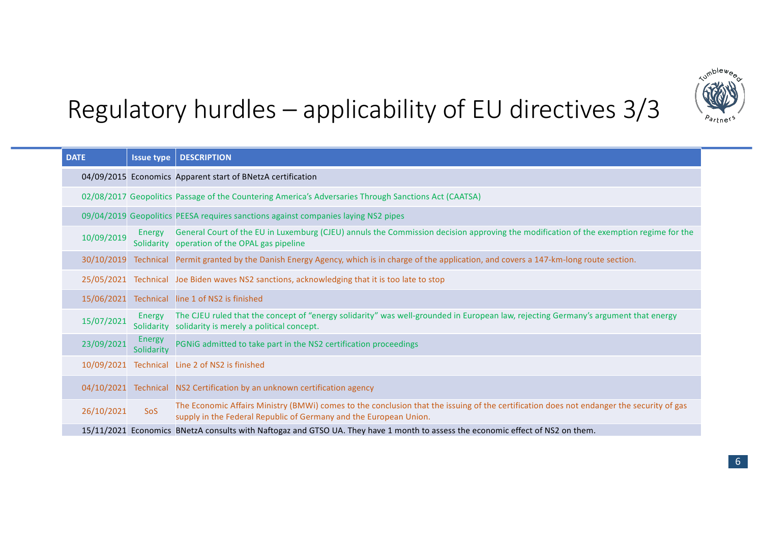# Regulatory hurdles – applicability of EU directives 3/3

| DATE | Issue type | DESCRIPTION |
| --- | --- | --- |
| 04/09/2015 | Economics | Apparent start of BNetzA certification |
| 02/08/2017 | Geopolitics | Passage of the Countering America's Adversaries Through Sanctions Act (CAATSA) |
| 09/04/2019 | Geopolitics | PEESA requires sanctions against companies laying NS2 pipes |
| 10/09/2019 | Energy Solidarity | General Court of the EU in Luxemburg (CJEU) annuls the Commission decision approving the modification of the exemption regime for the operation of the OPAL gas pipeline |
| 30/10/2019 | Technical | Permit granted by the Danish Energy Agency, which is in charge of the application, and covers a 147-km-long route section. |
| 25/05/2021 | Technical | Joe Biden waves NS2 sanctions, acknowledging that it is too late to stop |
| 15/06/2021 | Technical | line 1 of NS2 is finished |
| 15/07/2021 | Energy Solidarity | The CJEU ruled that the concept of "energy solidarity" was well-grounded in European law, rejecting Germany's argument that energy solidarity is merely a political concept. |
| 23/09/2021 | Energy Solidarity | PGNiG admitted to take part in the NS2 certification proceedings |
| 10/09/2021 | Technical | Line 2 of NS2 is finished |
| 04/10/2021 | Technical | NS2 Certification by an unknown certification agency |
| 26/10/2021 | SoS | The Economic Affairs Ministry (BMWi) comes to the conclusion that the issuing of the certification does not endanger the security of gas supply in the Federal Republic of Germany and the European Union. |
| 15/11/2021 | Economics | BNetzA consults with Naftogaz and GTSO UA. They have 1 month to assess the economic effect of NS2 on them. |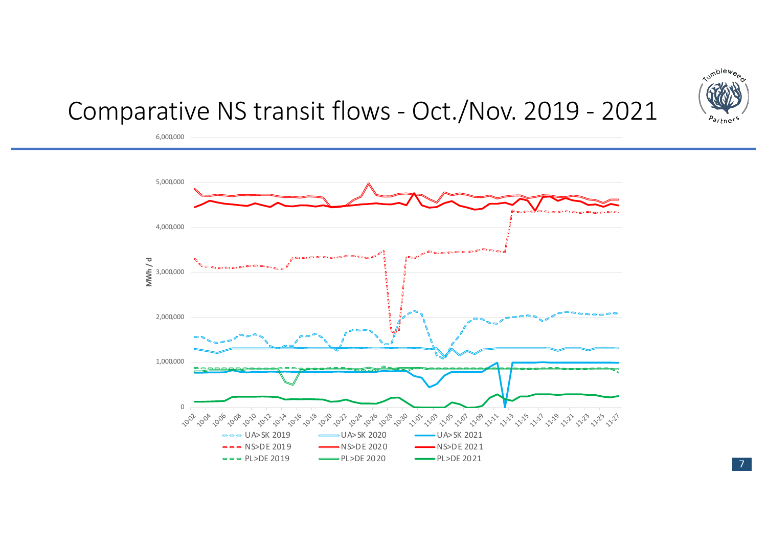# Comparative NS transit flows - Oct./Nov. 2019 - 2021

MWh / d

6,000,000
5,000,000
4,000,000
3,000,000
2,000,000
1,000,000
0

10-02, 10-04, 10-06, 10-08, 10-10, 10-12, 10-14, 10-16, 10-18, 10-20, 10-22, 10-24, 10-26, 10-28, 10-30, 11-01, 11-03, 11-05, 11-07, 11-09, 11-11, 11-13, 11-15, 11-17, 11-19, 11-21, 11-23, 11-25, 11-27

UA>SK 2019 | UA>SK 2020 | UA>SK 2021
NS>DE 2019 | NS>DE 2020 | NS>DE 2021
PL>DE 2019 | PL>DE 2020 | PL>DE 2021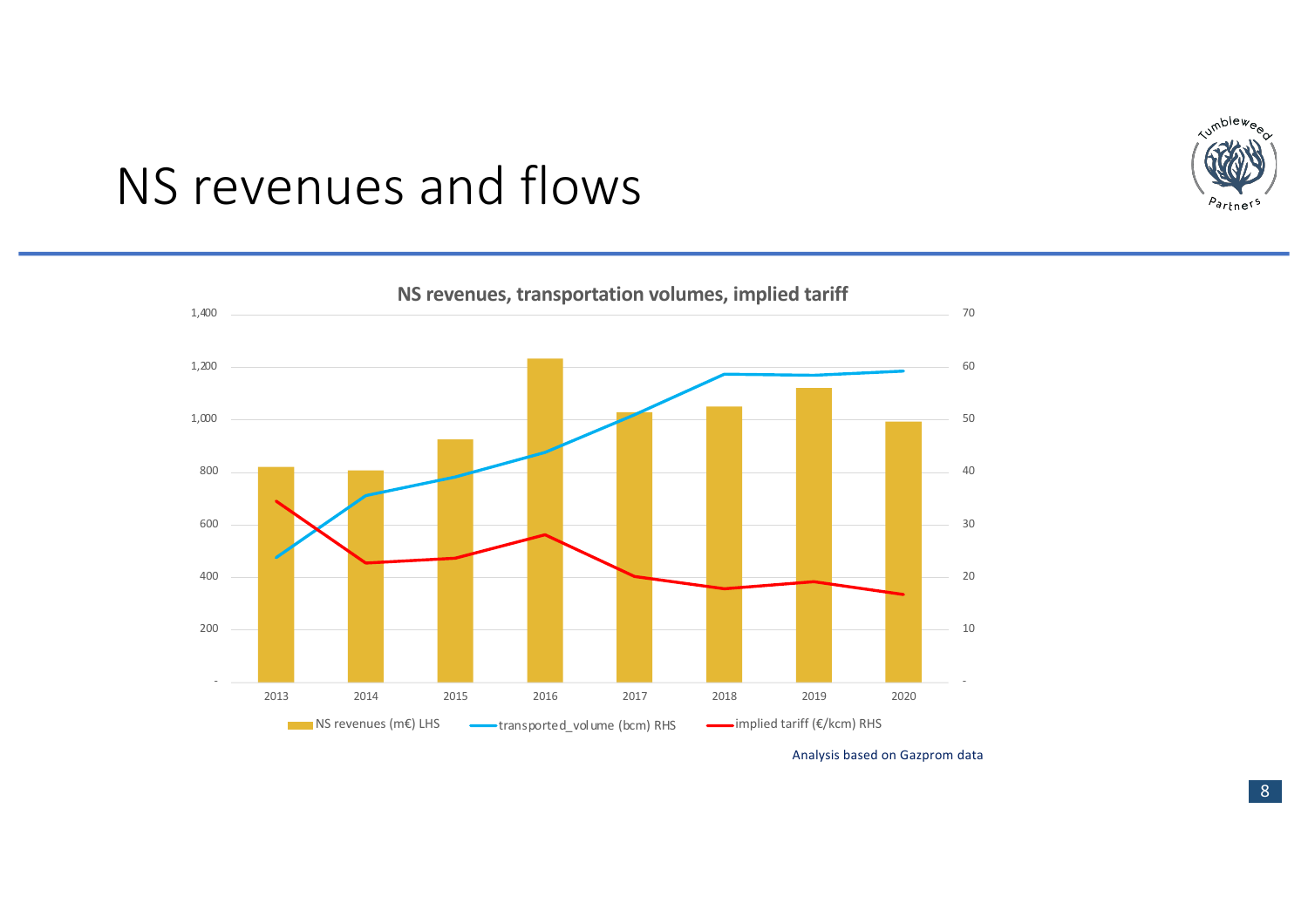# NS revenues and flows

**NS revenues, transportation volumes, implied tariff**

Legend: NS revenues (m€) LHS; transported_volume (bcm) RHS; implied tariff (€/kcm) RHS

Analysis based on Gazprom data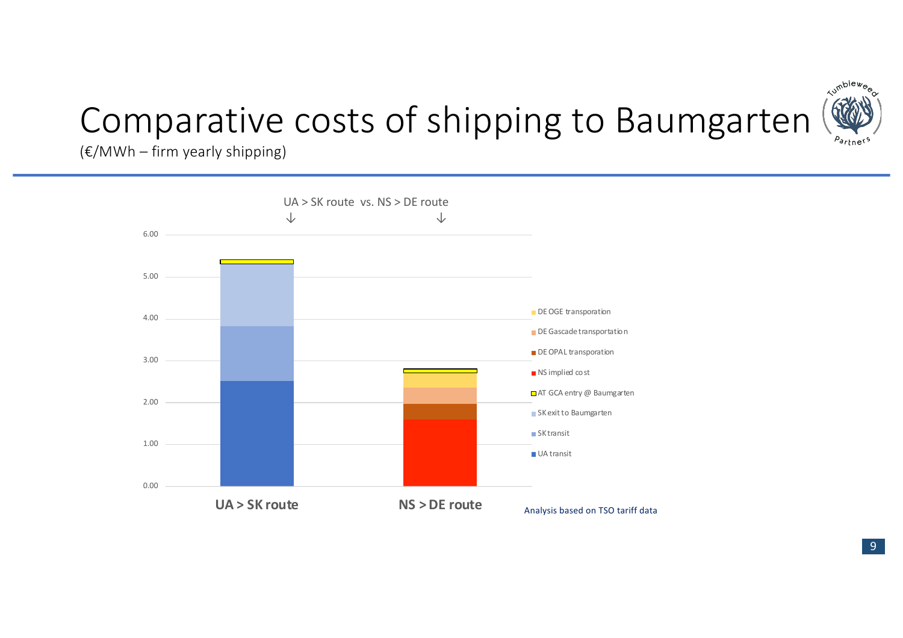# Comparative costs of shipping to Baumgarten

(€/MWh – firm yearly shipping)

UA > SK route vs. NS > DE route

| | UA > SK route | NS > DE route |
|---|---|---|
| DE OGE transporation | | ✓ |
| DE Gascade transportation | | ✓ |
| DE OPAL transporation | | ✓ |
| NS implied cost | | ✓ |
| AT GCA entry @ Baumgarten | ✓ | ✓ |
| SK exit to Baumgarten | ✓ | |
| SK transit | ✓ | |
| UA transit | ✓ | |

Analysis based on TSO tariff data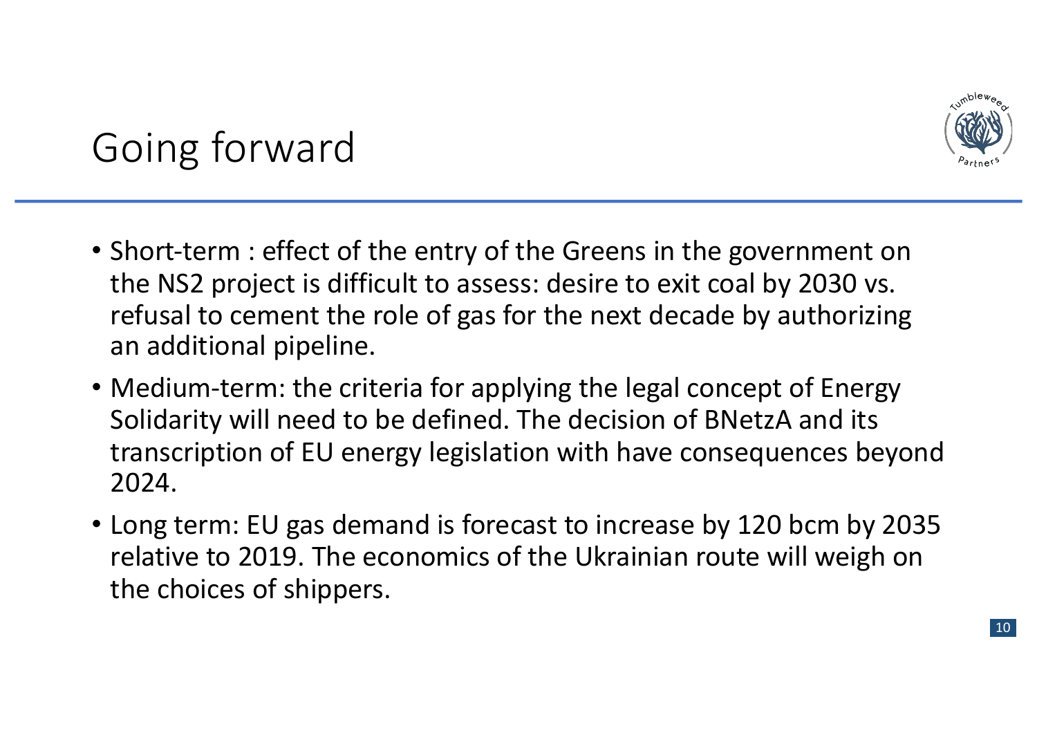# Going forward

- Short-term : effect of the entry of the Greens in the government on the NS2 project is difficult to assess: desire to exit coal by 2030 vs. refusal to cement the role of gas for the next decade by authorizing an additional pipeline.
- Medium-term: the criteria for applying the legal concept of Energy Solidarity will need to be defined. The decision of BNetzA and its transcription of EU energy legislation with have consequences beyond 2024.
- Long term: EU gas demand is forecast to increase by 120 bcm by 2035 relative to 2019. The economics of the Ukrainian route will weigh on the choices of shippers.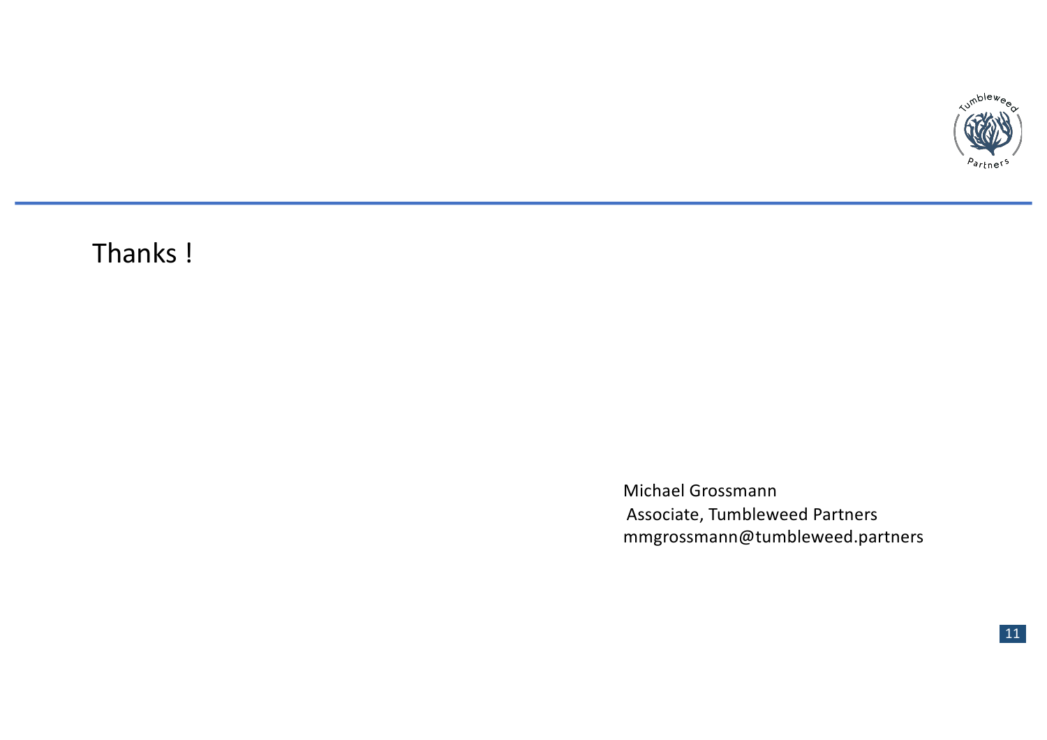Thanks !

Michael Grossmann
Associate, Tumbleweed Partners
mmgrossmann@tumbleweed.partners